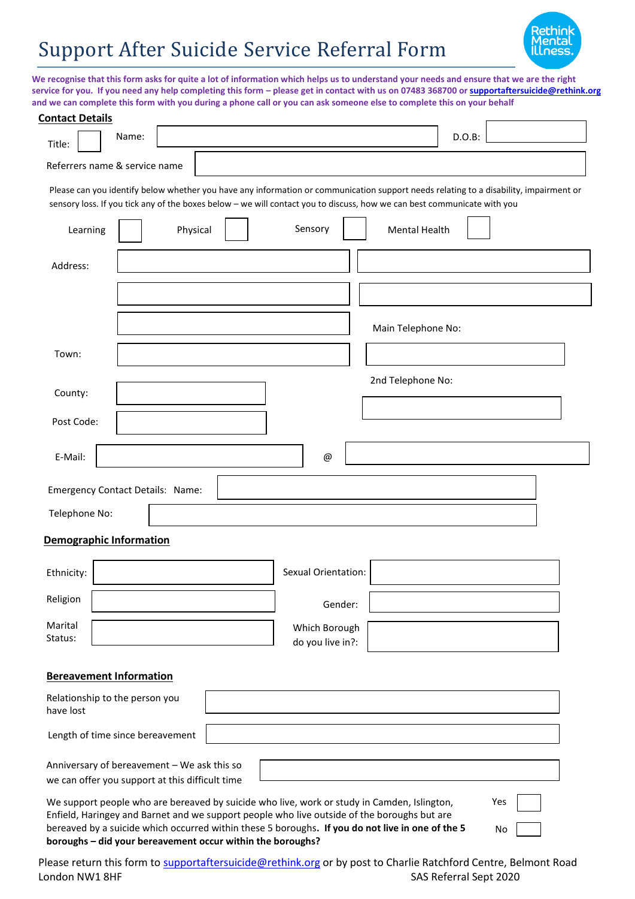# Support After Suicide Service Referral Form

Rethink Mental Illness.

**We recognise that this form asks for quite a lot of information which helps us to understand your needs and ensure that we are the right service for you. If you need any help completing this form – please get in contact with us on 07483 368700 or supportaftersuicide@rethink.org and we can complete this form with you during a phone call or you can ask someone else to complete this on your behalf**

## Contact Details

Title: ☐ Name: \_\_\_\_\_\_\_\_ D.O.B: \_\_\_\_\_\_\_\_

Referrers name & service name \_\_\_\_\_\_\_\_

Please can you identify below whether you have any information or communication support needs relating to a disability, impairment or sensory loss. If you tick any of the boxes below – we will contact you to discuss, how we can best communicate with you

Learning ☐ Physical ☐ Sensory ☐ Mental Health ☐

Address: \_\_\_\_\_\_\_\_

Main Telephone No: \_\_\_\_\_\_\_\_

Town: \_\_\_\_\_\_\_\_

2nd Telephone No: \_\_\_\_\_\_\_\_

County: \_\_\_\_\_\_\_\_

Post Code: \_\_\_\_\_\_\_\_

E-Mail: \_\_\_\_\_\_\_\_ @ \_\_\_\_\_\_\_\_

Emergency Contact Details: Name: \_\_\_\_\_\_\_\_

Telephone No: \_\_\_\_\_\_\_\_

## Demographic Information

Ethnicity: \_\_\_\_\_\_\_\_ Sexual Orientation: \_\_\_\_\_\_\_\_

Religion \_\_\_\_\_\_\_\_ Gender: \_\_\_\_\_\_\_\_

Marital Status: \_\_\_\_\_\_\_\_ Which Borough do you live in?: \_\_\_\_\_\_\_\_

## Bereavement Information

Relationship to the person you have lost \_\_\_\_\_\_\_\_

Length of time since bereavement \_\_\_\_\_\_\_\_

Anniversary of bereavement – We ask this so we can offer you support at this difficult time \_\_\_\_\_\_\_\_

We support people who are bereaved by suicide who live, work or study in Camden, Islington, Enfield, Haringey and Barnet and we support people who live outside of the boroughs but are bereaved by a suicide which occurred within these 5 boroughs. **If you do not live in one of the 5 boroughs – did your bereavement occur within the boroughs?**

Yes ☐

No ☐

Please return this form to supportaftersuicide@rethink.org or by post to Charlie Ratchford Centre, Belmont Road London NW1 8HF

SAS Referral Sept 2020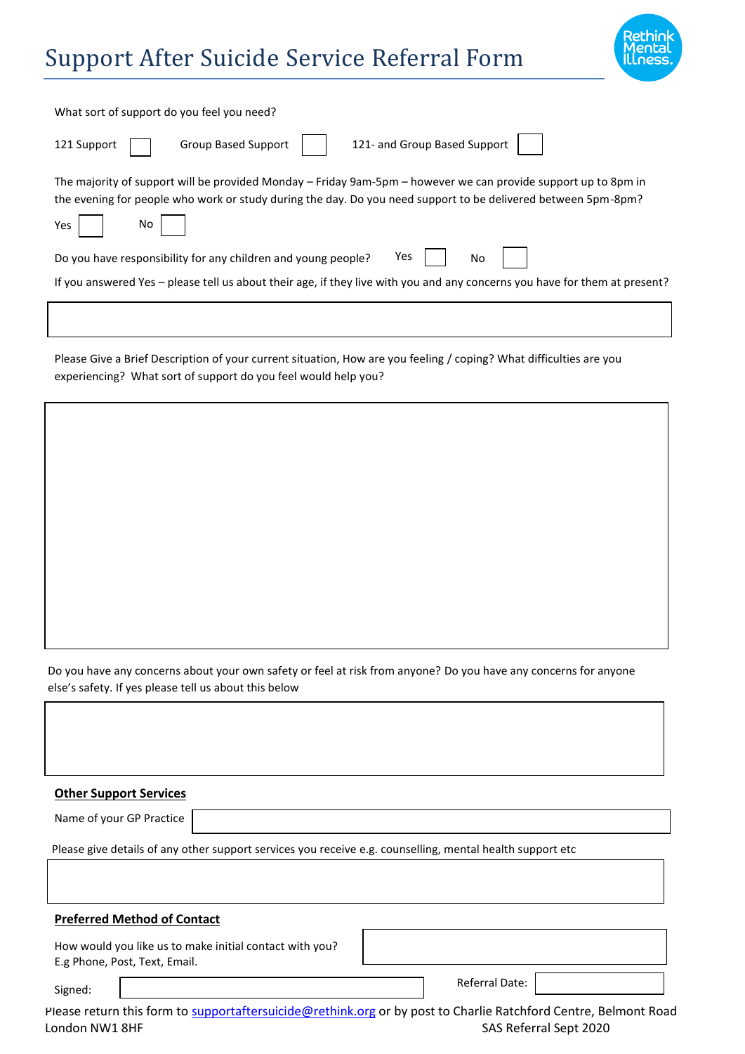# Support After Suicide Service Referral Form

What sort of support do you feel you need?

121 Support ☐ Group Based Support ☐ 121- and Group Based Support ☐

The majority of support will be provided Monday – Friday 9am-5pm – however we can provide support up to 8pm in the evening for people who work or study during the day. Do you need support to be delivered between 5pm-8pm?

Yes ☐ No ☐

Do you have responsibility for any children and young people? Yes ☐ No ☐

If you answered Yes – please tell us about their age, if they live with you and any concerns you have for them at present?

Please Give a Brief Description of your current situation, How are you feeling / coping? What difficulties are you experiencing? What sort of support do you feel would help you?

Do you have any concerns about your own safety or feel at risk from anyone? Do you have any concerns for anyone else's safety. If yes please tell us about this below

**Other Support Services**

Name of your GP Practice

Please give details of any other support services you receive e.g. counselling, mental health support etc

**Preferred Method of Contact**

How would you like us to make initial contact with you?
E.g Phone, Post, Text, Email.

Signed:

Referral Date:

Please return this form to supportaftersuicide@rethink.org or by post to Charlie Ratchford Centre, Belmont Road London NW1 8HF

SAS Referral Sept 2020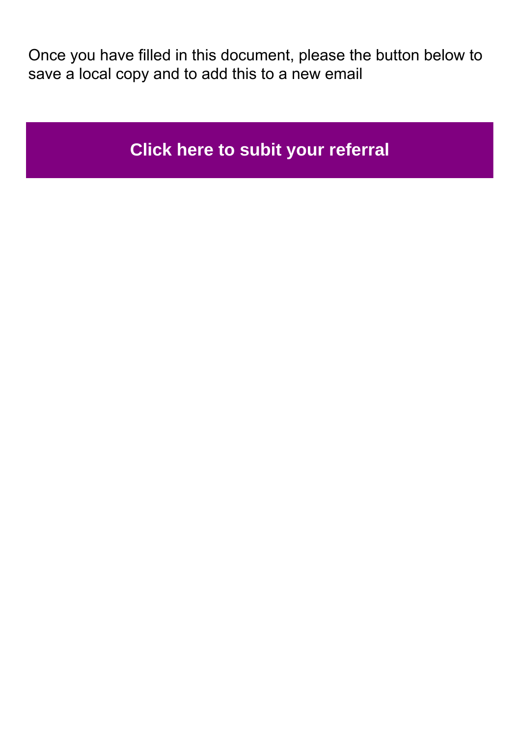Once you have filled in this document, please the button below to save a local copy and to add this to a new email

**Click here to subit your referral**